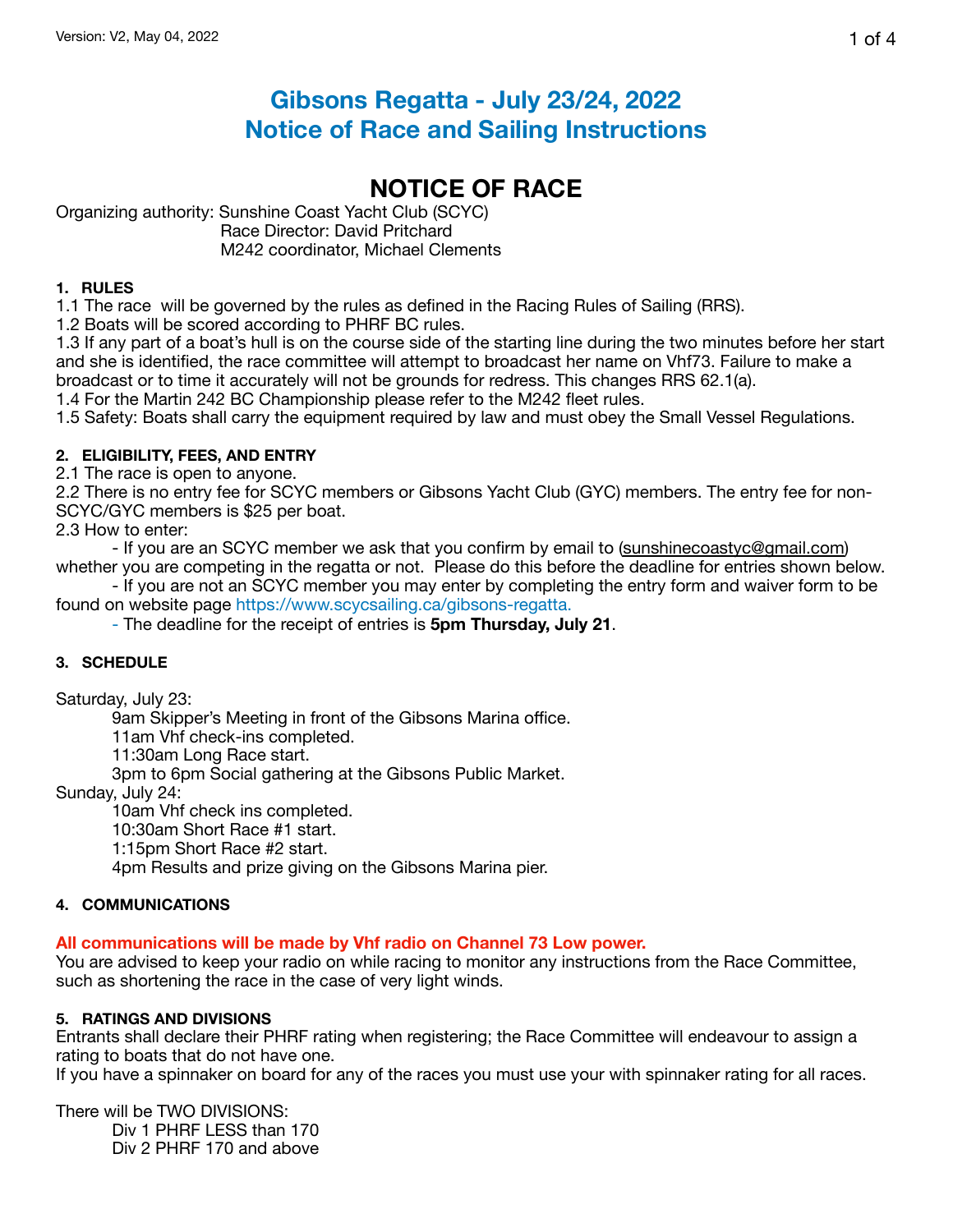Version: V2, May 04, 2022

# Gibsons Regatta - July 23/24, 2022
# Notice of Race and Sailing Instructions

## NOTICE OF RACE

Organizing authority: Sunshine Coast Yacht Club (SCYC)
Race Director: David Pritchard
M242 coordinator, Michael Clements

### 1. RULES

1.1 The race will be governed by the rules as defined in the Racing Rules of Sailing (RRS).
1.2 Boats will be scored according to PHRF BC rules.
1.3 If any part of a boat's hull is on the course side of the starting line during the two minutes before her start and she is identified, the race committee will attempt to broadcast her name on Vhf73. Failure to make a broadcast or to time it accurately will not be grounds for redress. This changes RRS 62.1(a).
1.4 For the Martin 242 BC Championship please refer to the M242 fleet rules.
1.5 Safety: Boats shall carry the equipment required by law and must obey the Small Vessel Regulations.

### 2. ELIGIBILITY, FEES, AND ENTRY

2.1 The race is open to anyone.
2.2 There is no entry fee for SCYC members or Gibsons Yacht Club (GYC) members. The entry fee for non-SCYC/GYC members is $25 per boat.
2.3 How to enter:

- If you are an SCYC member we ask that you confirm by email to (sunshinecoastyc@gmail.com) whether you are competing in the regatta or not. Please do this before the deadline for entries shown below.
- If you are not an SCYC member you may enter by completing the entry form and waiver form to be found on website page https://www.scycsailing.ca/gibsons-regatta.
- The deadline for the receipt of entries is **5pm Thursday, July 21**.

### 3. SCHEDULE

Saturday, July 23:

- 9am Skipper's Meeting in front of the Gibsons Marina office.
- 11am Vhf check-ins completed.
- 11:30am Long Race start.
- 3pm to 6pm Social gathering at the Gibsons Public Market.

Sunday, July 24:

- 10am Vhf check ins completed.
- 10:30am Short Race #1 start.
- 1:15pm Short Race #2 start.
- 4pm Results and prize giving on the Gibsons Marina pier.

### 4. COMMUNICATIONS

**All communications will be made by Vhf radio on Channel 73 Low power.**
You are advised to keep your radio on while racing to monitor any instructions from the Race Committee, such as shortening the race in the case of very light winds.

### 5. RATINGS AND DIVISIONS

Entrants shall declare their PHRF rating when registering; the Race Committee will endeavour to assign a rating to boats that do not have one.
If you have a spinnaker on board for any of the races you must use your with spinnaker rating for all races.

There will be TWO DIVISIONS:

- Div 1 PHRF LESS than 170
- Div 2 PHRF 170 and above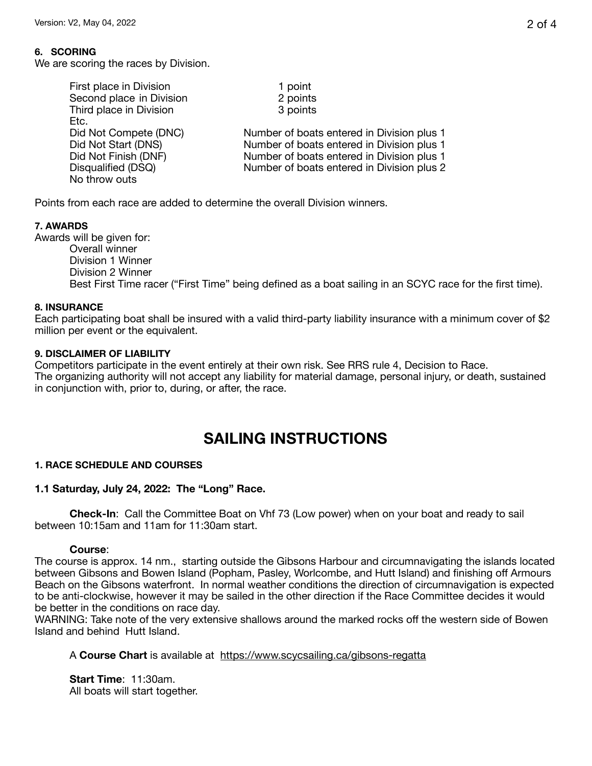#### 6. SCORING

We are scoring the races by Division.

| | |
|---|---|
| First place in Division | 1 point |
| Second place in Division | 2 points |
| Third place in Division | 3 points |
| Etc. | |
| Did Not Compete (DNC) | Number of boats entered in Division plus 1 |
| Did Not Start (DNS) | Number of boats entered in Division plus 1 |
| Did Not Finish (DNF) | Number of boats entered in Division plus 1 |
| Disqualified (DSQ) | Number of boats entered in Division plus 2 |
| No throw outs | |

Points from each race are added to determine the overall Division winners.

#### 7. AWARDS

Awards will be given for:

- Overall winner
- Division 1 Winner
- Division 2 Winner
- Best First Time racer ("First Time" being defined as a boat sailing in an SCYC race for the first time).

#### 8. INSURANCE

Each participating boat shall be insured with a valid third-party liability insurance with a minimum cover of $2 million per event or the equivalent.

#### 9. DISCLAIMER OF LIABILITY

Competitors participate in the event entirely at their own risk. See RRS rule 4, Decision to Race.
The organizing authority will not accept any liability for material damage, personal injury, or death, sustained in conjunction with, prior to, during, or after, the race.

# SAILING INSTRUCTIONS

#### 1. RACE SCHEDULE AND COURSES

#### 1.1 Saturday, July 24, 2022: The "Long" Race.

**Check-In**: Call the Committee Boat on Vhf 73 (Low power) when on your boat and ready to sail between 10:15am and 11am for 11:30am start.

**Course**:

The course is approx. 14 nm., starting outside the Gibsons Harbour and circumnavigating the islands located between Gibsons and Bowen Island (Popham, Pasley, Worlcombe, and Hutt Island) and finishing off Armours Beach on the Gibsons waterfront. In normal weather conditions the direction of circumnavigation is expected to be anti-clockwise, however it may be sailed in the other direction if the Race Committee decides it would be better in the conditions on race day.

WARNING: Take note of the very extensive shallows around the marked rocks off the western side of Bowen Island and behind Hutt Island.

A **Course Chart** is available at https://www.scycsailing.ca/gibsons-regatta

**Start Time**: 11:30am.
All boats will start together.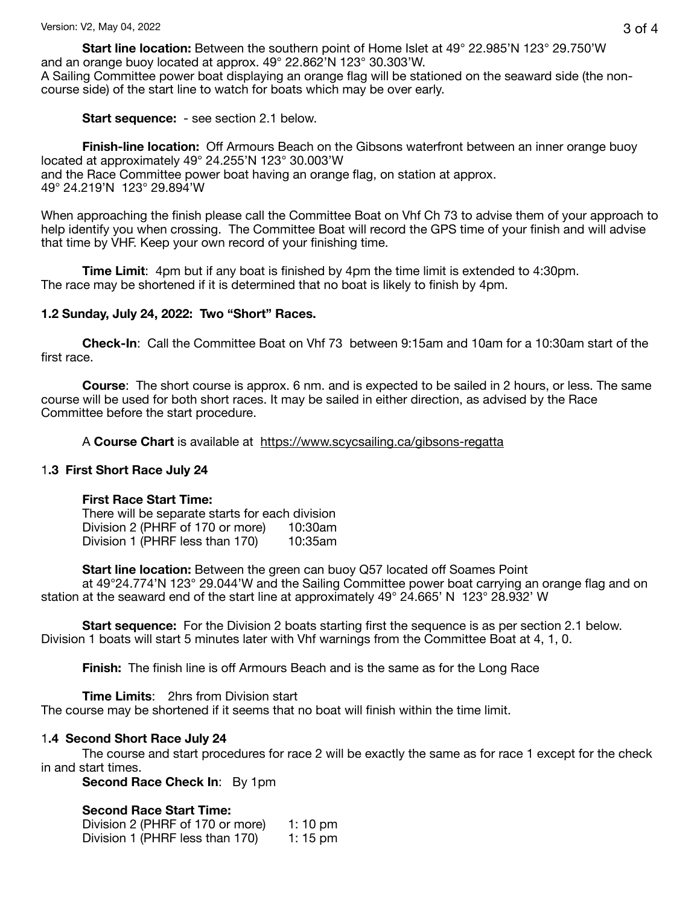**Start line location:** Between the southern point of Home Islet at 49° 22.985'N 123° 29.750'W and an orange buoy located at approx. 49° 22.862'N 123° 30.303'W.
A Sailing Committee power boat displaying an orange flag will be stationed on the seaward side (the non-course side) of the start line to watch for boats which may be over early.

**Start sequence:** - see section 2.1 below.

**Finish-line location:** Off Armours Beach on the Gibsons waterfront between an inner orange buoy located at approximately 49° 24.255'N 123° 30.003'W
and the Race Committee power boat having an orange flag, on station at approx.
49° 24.219'N 123° 29.894'W

When approaching the finish please call the Committee Boat on Vhf Ch 73 to advise them of your approach to help identify you when crossing. The Committee Boat will record the GPS time of your finish and will advise that time by VHF. Keep your own record of your finishing time.

**Time Limit**: 4pm but if any boat is finished by 4pm the time limit is extended to 4:30pm.
The race may be shortened if it is determined that no boat is likely to finish by 4pm.

### 1.2 Sunday, July 24, 2022: Two "Short" Races.

**Check-In**: Call the Committee Boat on Vhf 73 between 9:15am and 10am for a 10:30am start of the first race.

**Course**: The short course is approx. 6 nm. and is expected to be sailed in 2 hours, or less. The same course will be used for both short races. It may be sailed in either direction, as advised by the Race Committee before the start procedure.

A **Course Chart** is available at https://www.scycsailing.ca/gibsons-regatta

### 1.3 First Short Race July 24

**First Race Start Time:**
There will be separate starts for each division

| | |
|---|---|
| Division 2 (PHRF of 170 or more) | 10:30am |
| Division 1 (PHRF less than 170) | 10:35am |

**Start line location:** Between the green can buoy Q57 located off Soames Point at 49°24.774'N 123° 29.044'W and the Sailing Committee power boat carrying an orange flag and on station at the seaward end of the start line at approximately 49° 24.665' N 123° 28.932' W

**Start sequence:** For the Division 2 boats starting first the sequence is as per section 2.1 below. Division 1 boats will start 5 minutes later with Vhf warnings from the Committee Boat at 4, 1, 0.

**Finish:** The finish line is off Armours Beach and is the same as for the Long Race

**Time Limits**: 2hrs from Division start
The course may be shortened if it seems that no boat will finish within the time limit.

### 1.4 Second Short Race July 24

The course and start procedures for race 2 will be exactly the same as for race 1 except for the check in and start times.

**Second Race Check In**: By 1pm

**Second Race Start Time:**

| | |
|---|---|
| Division 2 (PHRF of 170 or more) | 1: 10 pm |
| Division 1 (PHRF less than 170) | 1: 15 pm |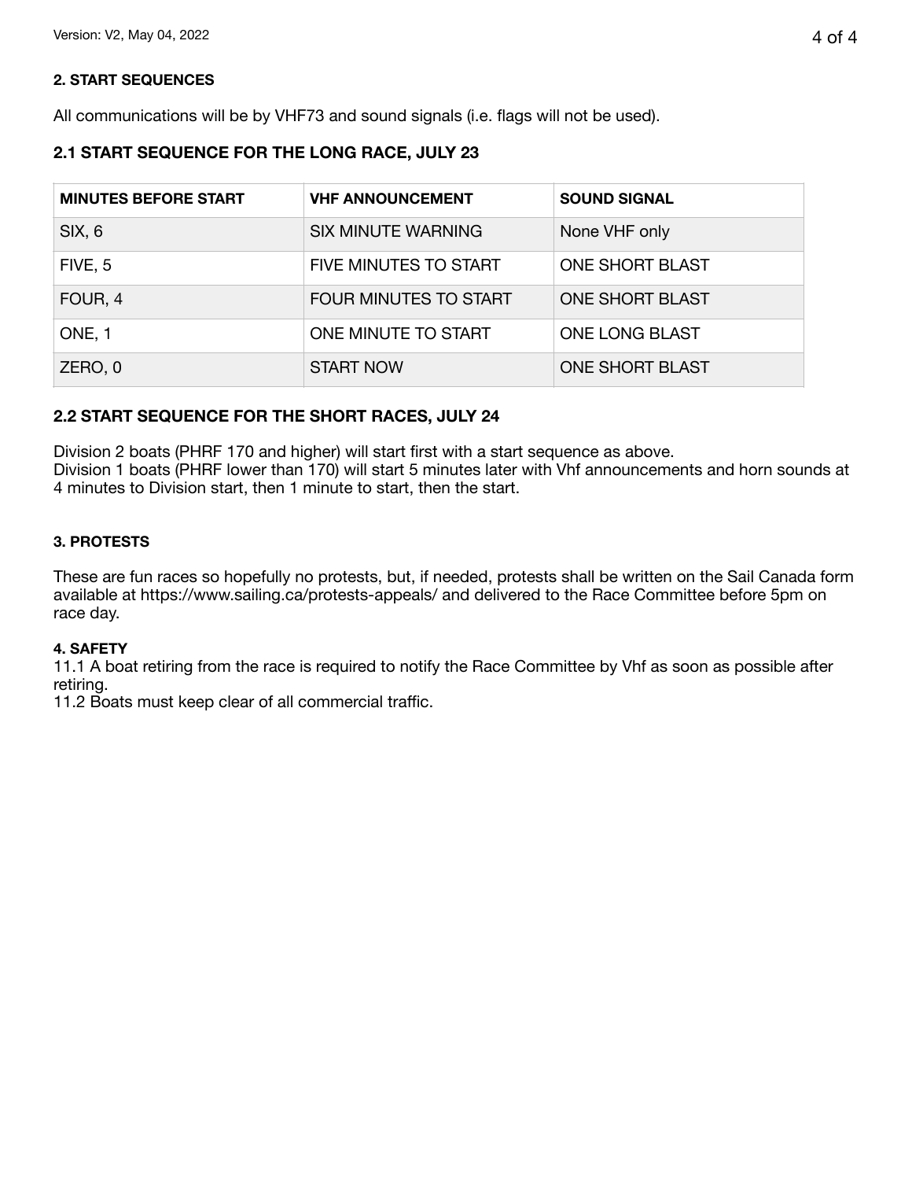**2. START SEQUENCES**

All communications will be by VHF73 and sound signals (i.e. flags will not be used).

**2.1 START SEQUENCE FOR THE LONG RACE, JULY 23**

| MINUTES BEFORE START | VHF ANNOUNCEMENT | SOUND SIGNAL |
|---|---|---|
| SIX, 6 | SIX MINUTE WARNING | None VHF only |
| FIVE, 5 | FIVE MINUTES TO START | ONE SHORT BLAST |
| FOUR, 4 | FOUR MINUTES TO START | ONE SHORT BLAST |
| ONE, 1 | ONE MINUTE TO START | ONE LONG BLAST |
| ZERO, 0 | START NOW | ONE SHORT BLAST |

**2.2 START SEQUENCE FOR THE SHORT RACES, JULY 24**

Division 2 boats (PHRF 170 and higher) will start first with a start sequence as above.
Division 1 boats (PHRF lower than 170) will start 5 minutes later with Vhf announcements and horn sounds at 4 minutes to Division start, then 1 minute to start, then the start.

**3. PROTESTS**

These are fun races so hopefully no protests, but, if needed, protests shall be written on the Sail Canada form available at https://www.sailing.ca/protests-appeals/ and delivered to the Race Committee before 5pm on race day.

**4. SAFETY**

11.1 A boat retiring from the race is required to notify the Race Committee by Vhf as soon as possible after retiring.
11.2 Boats must keep clear of all commercial traffic.